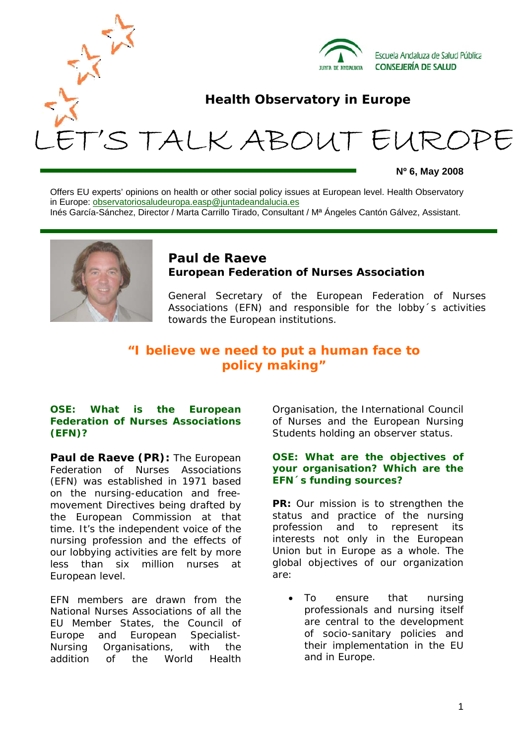Escuela Andaluza de Salud Pública
CONSEJERÍA DE SALUD

**Health Observatory in Europe**

# LET'S TALK ABOUT EUROPE

**Nº 6, May 2008**

Offers EU experts' opinions on health or other social policy issues at European level. Health Observatory in Europe: observatoriosaludeuropa.easp@juntadeandalucia.es
Inés García-Sánchez, Director / Marta Carrillo Tirado, Consultant / Mª Ángeles Cantón Gálvez, Assistant.

## Paul de Raeve
### European Federation of Nurses Association

General Secretary of the European Federation of Nurses Associations (EFN) and responsible for the lobby´s activities towards the European institutions.

## "I believe we need to put a human face to policy making"

**OSE: What is the European Federation of Nurses Associations (EFN)?**

**Paul de Raeve (PR):** The European Federation of Nurses Associations (EFN) was established in 1971 based on the nursing-education and free-movement Directives being drafted by the European Commission at that time. It's the independent voice of the nursing profession and the effects of our lobbying activities are felt by more less than six million nurses at European level.

EFN members are drawn from the National Nurses Associations of all the EU Member States, the Council of Europe and European Specialist-Nursing Organisations, with the addition of the World Health Organisation, the International Council of Nurses and the European Nursing Students holding an observer status.

**OSE: What are the objectives of your organisation? Which are the EFN´s funding sources?**

**PR:** Our mission is to strengthen the status and practice of the nursing profession and to represent its interests not only in the European Union but in Europe as a whole. The global objectives of our organization are:

- To ensure that nursing professionals and nursing itself are central to the development of socio-sanitary policies and their implementation in the EU and in Europe.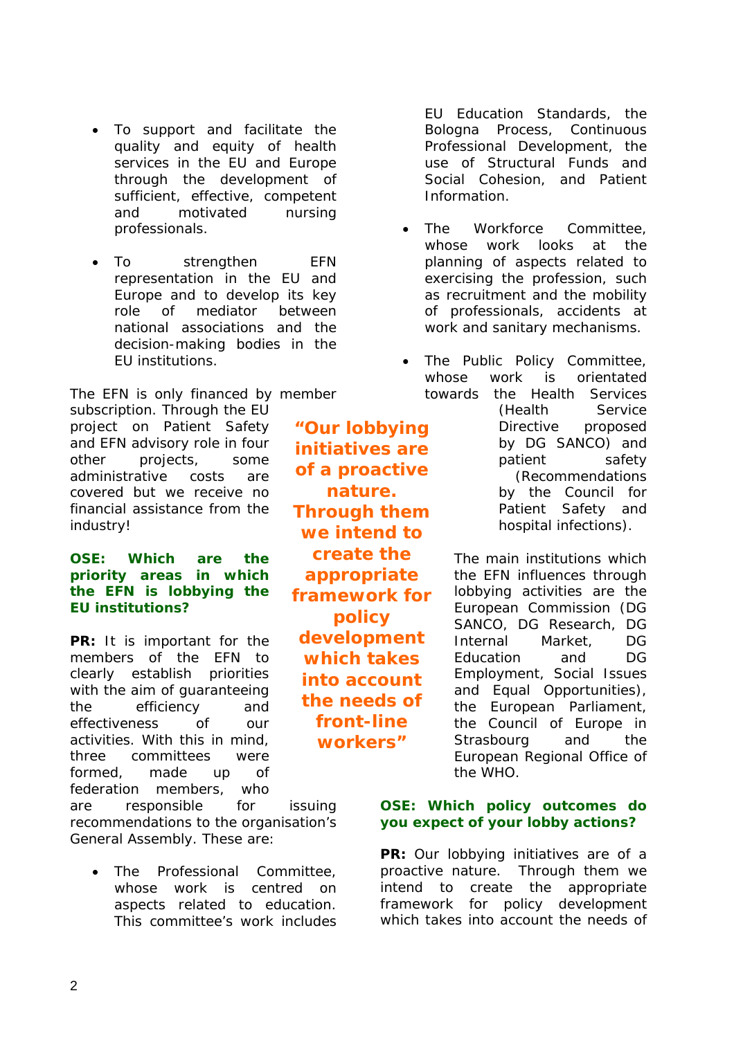- To support and facilitate the quality and equity of health services in the EU and Europe through the development of sufficient, effective, competent and motivated nursing professionals.

- To strengthen EFN representation in the EU and Europe and to develop its key role of mediator between national associations and the decision-making bodies in the EU institutions.

The EFN is only financed by member subscription. Through the EU project on Patient Safety and EFN advisory role in four other projects, some administrative costs are covered but we receive no financial assistance from the industry!

**OSE: Which are the priority areas in which the EFN is lobbying the EU institutions?**

**PR:** It is important for the members of the EFN to clearly establish priorities with the aim of guaranteeing the efficiency and effectiveness of our activities. With this in mind, three committees were formed, made up of federation members, who are responsible for issuing recommendations to the organisation's General Assembly. These are:

- The Professional Committee, whose work is centred on aspects related to education. This committee's work includes EU Education Standards, the Bologna Process, Continuous Professional Development, the use of Structural Funds and Social Cohesion, and Patient Information.

- The Workforce Committee, whose work looks at the planning of aspects related to exercising the profession, such as recruitment and the mobility of professionals, accidents at work and sanitary mechanisms.

- The Public Policy Committee, whose work is orientated towards the Health Services (Health Service Directive proposed by DG SANCO) and patient safety (Recommendations by the Council for Patient Safety and hospital infections).

The main institutions which the EFN influences through lobbying activities are the European Commission (DG SANCO, DG Research, DG Internal Market, DG Education and DG Employment, Social Issues and Equal Opportunities), the European Parliament, the Council of Europe in Strasbourg and the European Regional Office of the WHO.

**"Our lobbying initiatives are of a proactive nature. Through them we intend to create the appropriate framework for policy development which takes into account the needs of front-line workers"**

**OSE: Which policy outcomes do you expect of your lobby actions?**

**PR:** Our lobbying initiatives are of a proactive nature. Through them we intend to create the appropriate framework for policy development which takes into account the needs of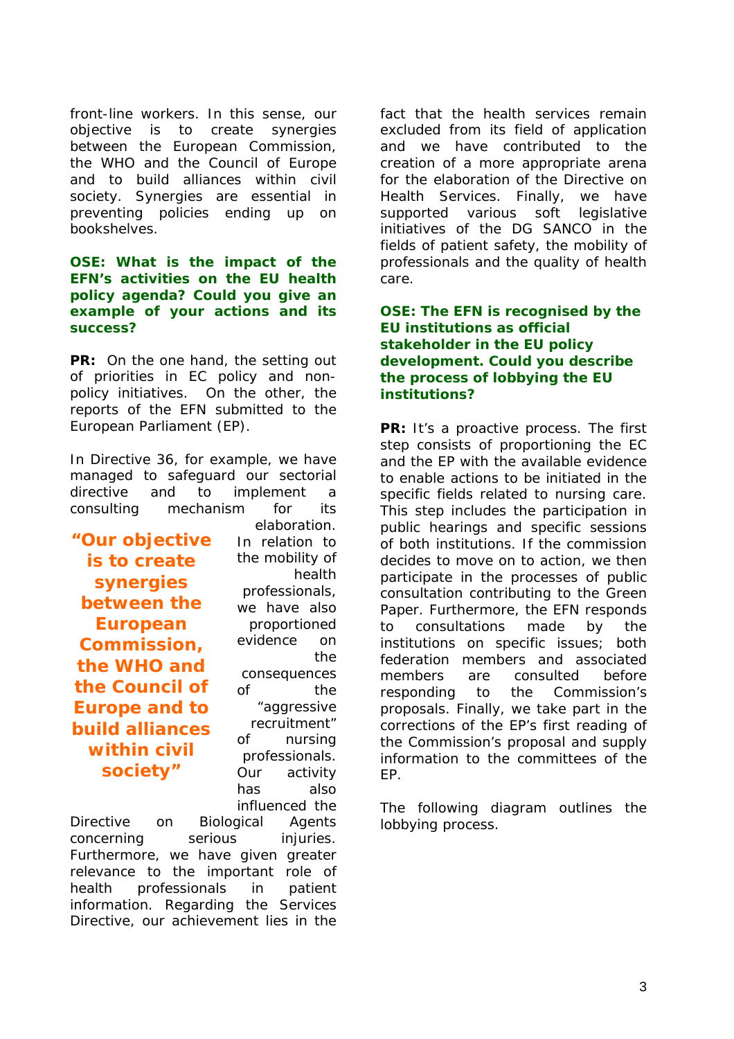front-line workers. In this sense, our objective is to create synergies between the European Commission, the WHO and the Council of Europe and to build alliances within civil society. Synergies are essential in preventing policies ending up on bookshelves.

**OSE: What is the impact of the EFN's activities on the EU health policy agenda? Could you give an example of your actions and its success?**

**PR:** On the one hand, the setting out of priorities in EC policy and non-policy initiatives. On the other, the reports of the EFN submitted to the European Parliament (EP).

In Directive 36, for example, we have managed to safeguard our sectorial directive and to implement a consulting mechanism for its elaboration. In relation to the mobility of health professionals, we have also proportioned evidence on the consequences of the "aggressive recruitment" of nursing professionals. Our activity has also influenced the Directive on Biological Agents concerning serious injuries. Furthermore, we have given greater relevance to the important role of health professionals in patient information. Regarding the Services Directive, our achievement lies in the fact that the health services remain excluded from its field of application and we have contributed to the creation of a more appropriate arena for the elaboration of the Directive on Health Services. Finally, we have supported various soft legislative initiatives of the DG SANCO in the fields of patient safety, the mobility of professionals and the quality of health care.

> **"Our objective is to create synergies between the European Commission, the WHO and the Council of Europe and to build alliances within civil society"**

**OSE: The EFN is recognised by the EU institutions as official stakeholder in the EU policy development. Could you describe the process of lobbying the EU institutions?**

**PR:** It's a proactive process. The first step consists of proportioning the EC and the EP with the available evidence to enable actions to be initiated in the specific fields related to nursing care. This step includes the participation in public hearings and specific sessions of both institutions. If the commission decides to move on to action, we then participate in the processes of public consultation contributing to the Green Paper. Furthermore, the EFN responds to consultations made by the institutions on specific issues; both federation members and associated members are consulted before responding to the Commission's proposals. Finally, we take part in the corrections of the EP's first reading of the Commission's proposal and supply information to the committees of the EP.

The following diagram outlines the lobbying process.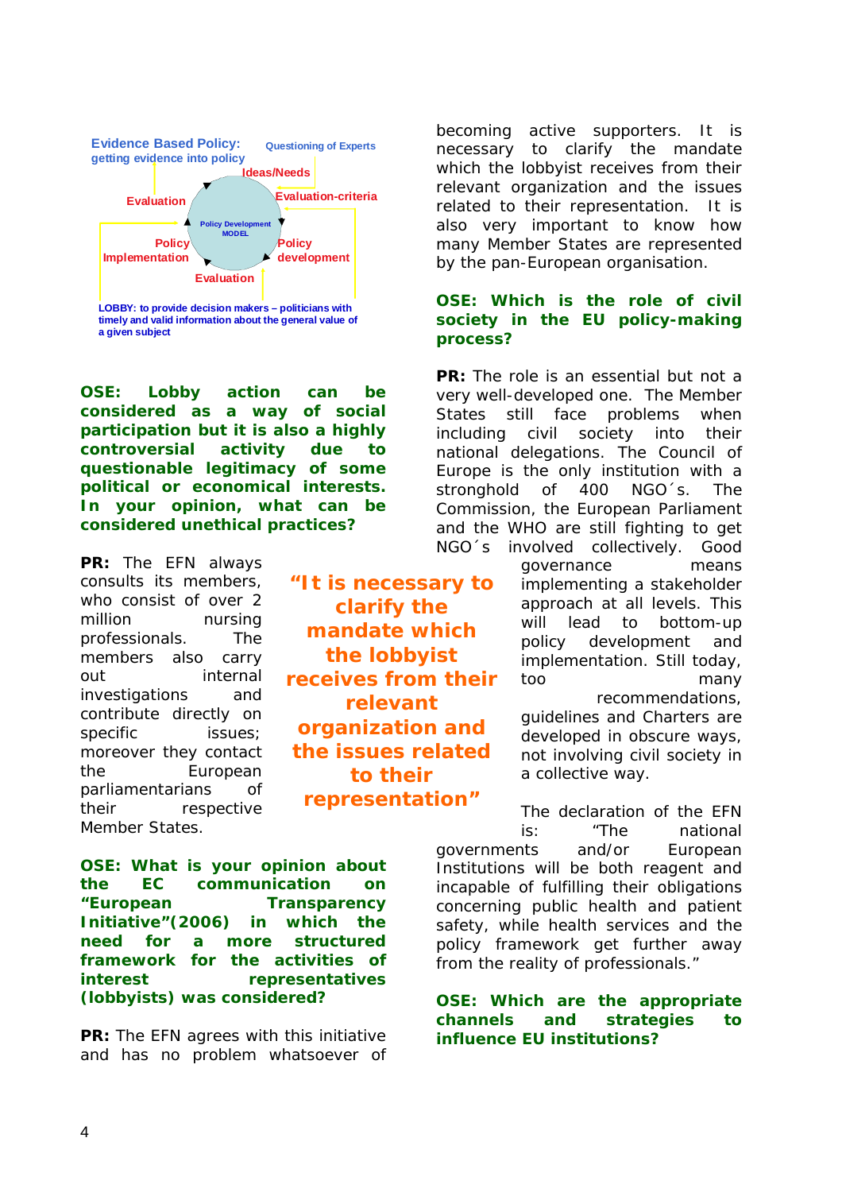**Evidence Based Policy:** getting evidence into policy

Questioning of Experts

Ideas/Needs

Evaluation-criteria

Evaluation

Policy Development MODEL

Policy Implementation

Policy development

Evaluation

LOBBY: to provide decision makers – politicians with timely and valid information about the general value of a given subject

**OSE: Lobby action can be considered as a way of social participation but it is also a highly controversial activity due to questionable legitimacy of some political or economical interests. In your opinion, what can be considered unethical practices?**

**PR:** The EFN always consults its members, who consist of over 2 million nursing professionals. The members also carry out internal investigations and contribute directly on specific issues; moreover they contact the European parliamentarians of their respective Member States.

**OSE: What is your opinion about the EC communication on "European Transparency Initiative"(2006) in which the need for a more structured framework for the activities of interest representatives (lobbyists) was considered?**

**PR:** The EFN agrees with this initiative and has no problem whatsoever of becoming active supporters. It is necessary to clarify the mandate which the lobbyist receives from their relevant organization and the issues related to their representation. It is also very important to know how many Member States are represented by the pan-European organisation.

> **"It is necessary to clarify the mandate which the lobbyist receives from their relevant organization and the issues related to their representation"**

**OSE: Which is the role of civil society in the EU policy-making process?**

**PR:** The role is an essential but not a very well-developed one. The Member States still face problems when including civil society into their national delegations. The Council of Europe is the only institution with a stronghold of 400 NGO´s. The Commission, the European Parliament and the WHO are still fighting to get NGO´s involved collectively. Good governance means implementing a stakeholder approach at all levels. This will lead to bottom-up policy development and implementation. Still today, too many recommendations, guidelines and Charters are developed in obscure ways, not involving civil society in a collective way.

The declaration of the EFN is: "The national governments and/or European Institutions will be both reagent and incapable of fulfilling their obligations concerning public health and patient safety, while health services and the policy framework get further away from the reality of professionals."

**OSE: Which are the appropriate channels and strategies to influence EU institutions?**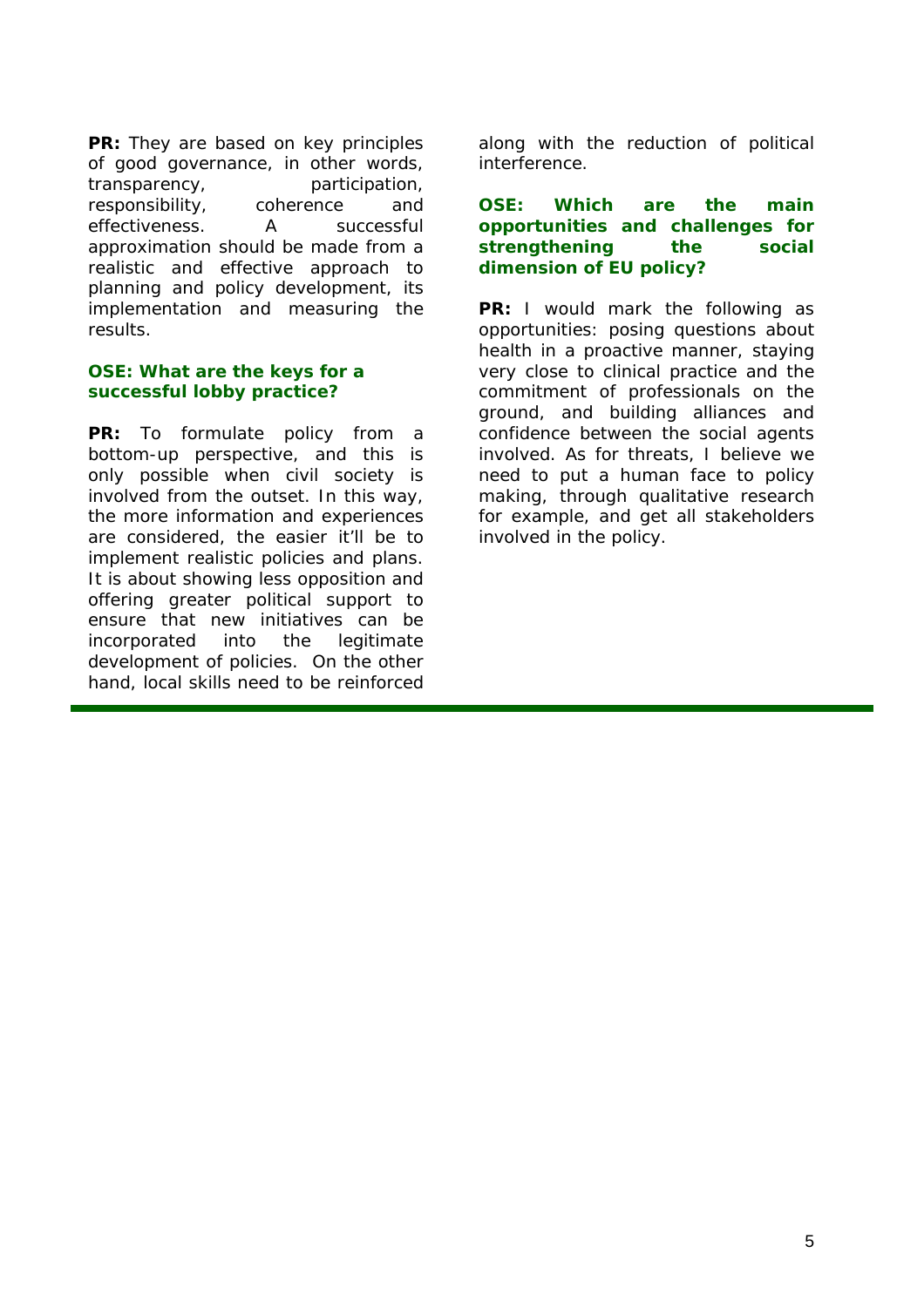**PR:** They are based on key principles of good governance, in other words, transparency, participation, responsibility, coherence and effectiveness. A successful approximation should be made from a realistic and effective approach to planning and policy development, its implementation and measuring the results.

**OSE: What are the keys for a successful lobby practice?**

**PR:** To formulate policy from a bottom-up perspective, and this is only possible when civil society is involved from the outset. In this way, the more information and experiences are considered, the easier it'll be to implement realistic policies and plans. It is about showing less opposition and offering greater political support to ensure that new initiatives can be incorporated into the legitimate development of policies. On the other hand, local skills need to be reinforced along with the reduction of political interference.

**OSE: Which are the main opportunities and challenges for strengthening the social dimension of EU policy?**

**PR:** I would mark the following as opportunities: posing questions about health in a proactive manner, staying very close to clinical practice and the commitment of professionals on the ground, and building alliances and confidence between the social agents involved. As for threats, I believe we need to put a human face to policy making, through qualitative research for example, and get all stakeholders involved in the policy.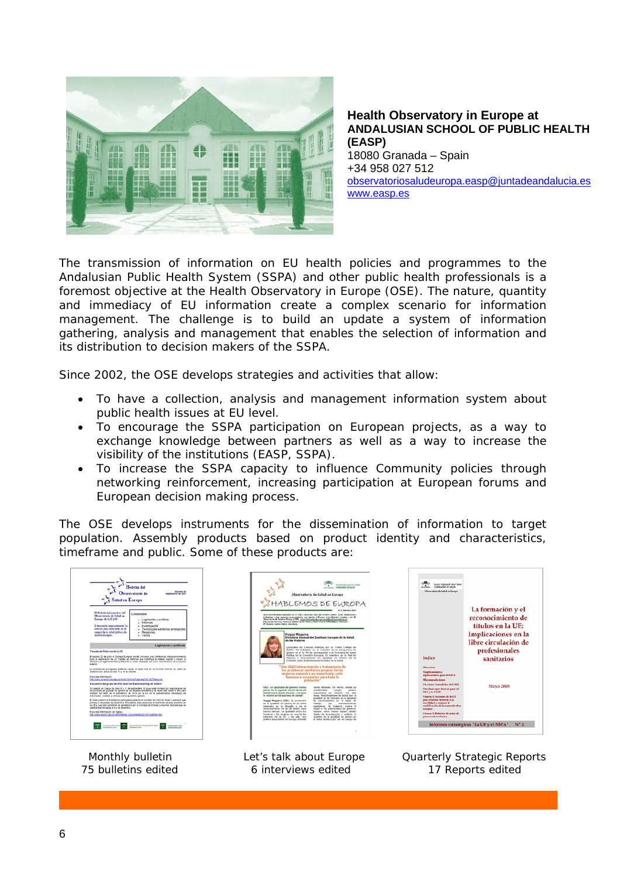**Health Observatory in Europe at ANDALUSIAN SCHOOL OF PUBLIC HEALTH (EASP)**
18080 Granada – Spain
+34 958 027 512
observatoriosaludeuropa.easp@juntadeandalucia.es
www.easp.es

The transmission of information on EU health policies and programmes to the Andalusian Public Health System (SSPA) and other public health professionals is a foremost objective at the Health Observatory in Europe (OSE). The nature, quantity and immediacy of EU information create a complex scenario for information management. The challenge is to build an update a system of information gathering, analysis and management that enables the selection of information and its distribution to decision makers of the SSPA.

Since 2002, the OSE develops strategies and activities that allow:

- To have a collection, analysis and management information system about public health issues at EU level.
- To encourage the SSPA participation on European projects, as a way to exchange knowledge between partners as well as a way to increase the visibility of the institutions (EASP, SSPA).
- To increase the SSPA capacity to influence Community policies through networking reinforcement, increasing participation at European forums and European decision making process.

The OSE develops instruments for the dissemination of information to target population. Assembly products based on product identity and characteristics, timeframe and public. Some of these products are:

Monthly bulletin
75 bulletins edited

Let's talk about Europe
6 interviews edited

Quarterly Strategic Reports
17 Reports edited